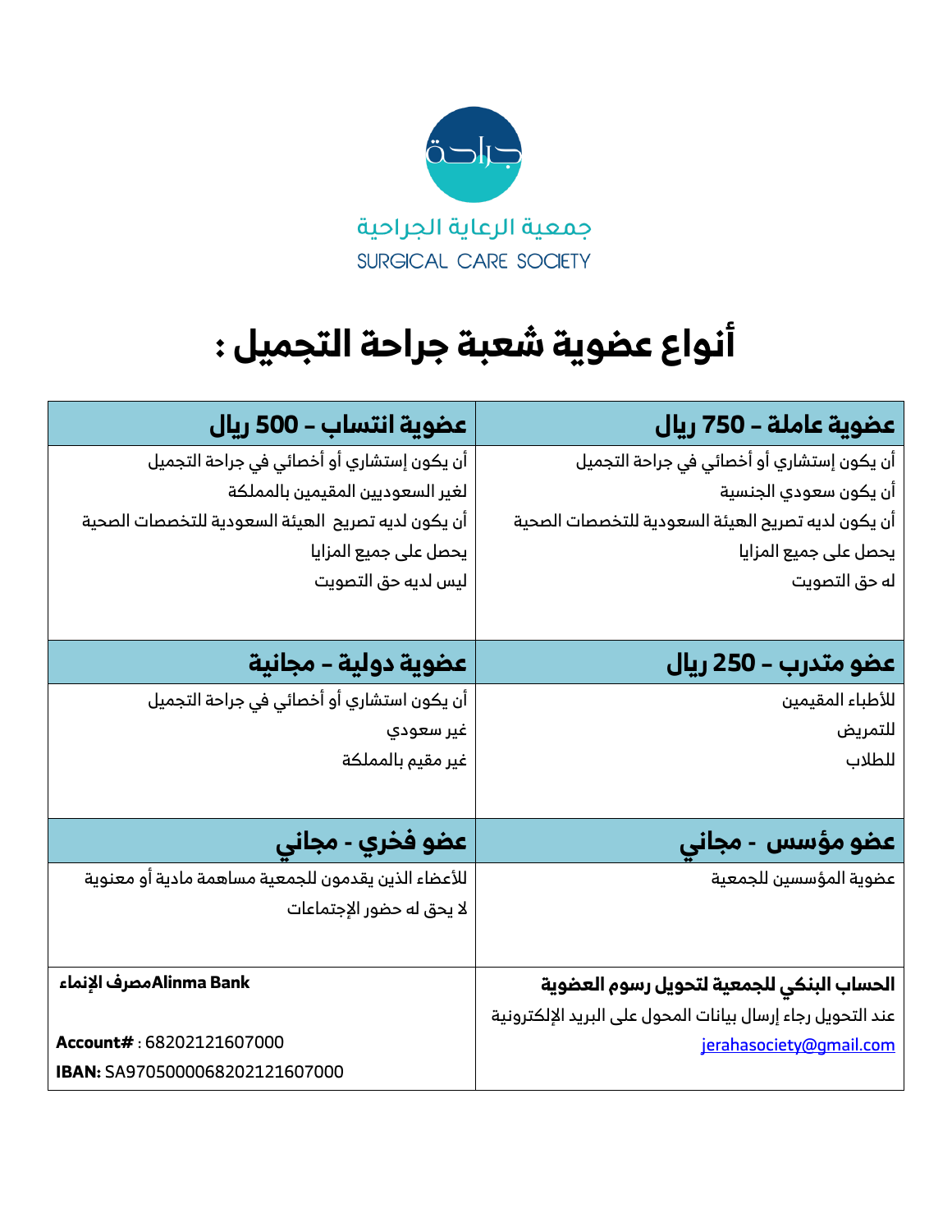جراحة

جمعية الرعاية الجراحية

SURGICAL CARE SOCIETY

# أنواع عضوية شعبة جراحة التجميل :

| عضوية عاملة – 750 ريال | عضوية انتساب – 500 ريال |
|---|---|
| أن يكون إستشاري أو أخصائي في جراحة التجميل<br>أن يكون سعودي الجنسية<br>أن يكون لديه تصريح الهيئة السعودية للتخصصات الصحية<br>يحصل على جميع المزايا<br>له حق التصويت | أن يكون إستشاري أو أخصائي في جراحة التجميل<br>لغير السعوديين المقيمين بالمملكة<br>أن يكون لديه تصريح الهيئة السعودية للتخصصات الصحية<br>يحصل على جميع المزايا<br>ليس لديه حق التصويت |
| **عضو متدرب – 250 ريال** | **عضوية دولية – مجانية** |
| للأطباء المقيمين<br>للتمريض<br>للطلاب | أن يكون استشاري أو أخصائي في جراحة التجميل<br>غير سعودي<br>غير مقيم بالمملكة |
| **عضو مؤسس - مجاني** | **عضو فخري - مجاني** |
| عضوية المؤسسين للجمعية | للأعضاء الذين يقدمون للجمعية مساهمة مادية أو معنوية<br>لا يحق له حضور الإجتماعات |
| **الحساب البنكي للجمعية لتحويل رسوم العضوية**<br>عند التحويل رجاء إرسال بيانات المحول على البريد الإلكترونية<br>jerahasociety@gmail.com | **مصرف الإنماء Alinma Bank**<br><br>**Account#** : 68202121607000<br>**IBAN:** SA9705000068202121607000 |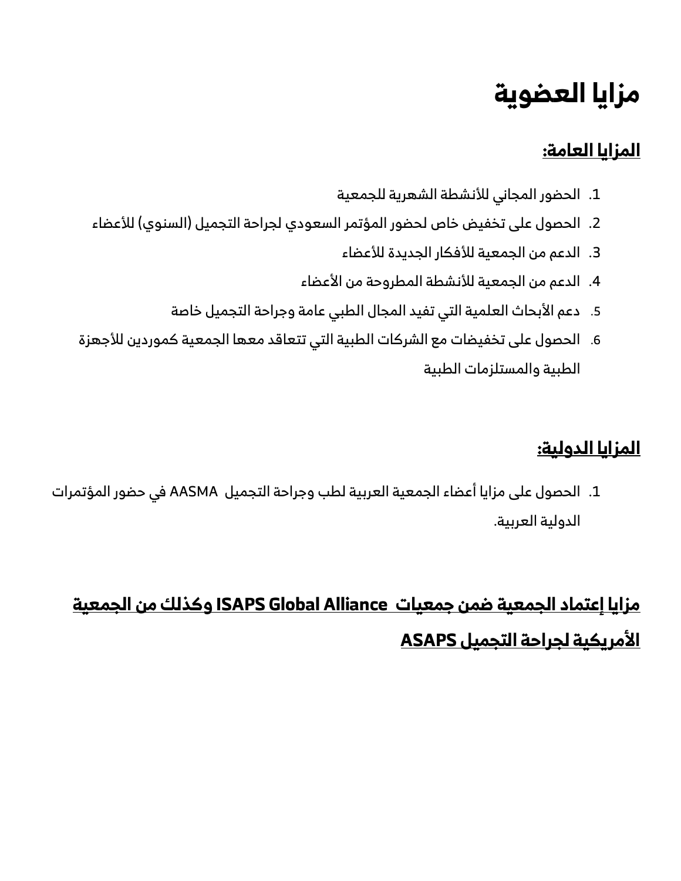# مزايا العضوية

## المزايا العامة:

1. الحضور المجاني للأنشطة الشهرية للجمعية
2. الحصول على تخفيض خاص لحضور المؤتمر السعودي لجراحة التجميل (السنوي) للأعضاء
3. الدعم من الجمعية للأفكار الجديدة للأعضاء
4. الدعم من الجمعية للأنشطة المطروحة من الأعضاء
5. دعم الأبحاث العلمية التي تفيد المجال الطبي عامة وجراحة التجميل خاصة
6. الحصول على تخفيضات مع الشركات الطبية التي تتعاقد معها الجمعية كموردين للأجهزة الطبية والمستلزمات الطبية

## المزايا الدولية:

1. الحصول على مزايا أعضاء الجمعية العربية لطب وجراحة التجميل AASMA في حضور المؤتمرات الدولية العربية.

## مزايا إعتماد الجمعية ضمن جمعيات ISAPS Global Alliance وكذلك من الجمعية الأمريكية لجراحة التجميل ASAPS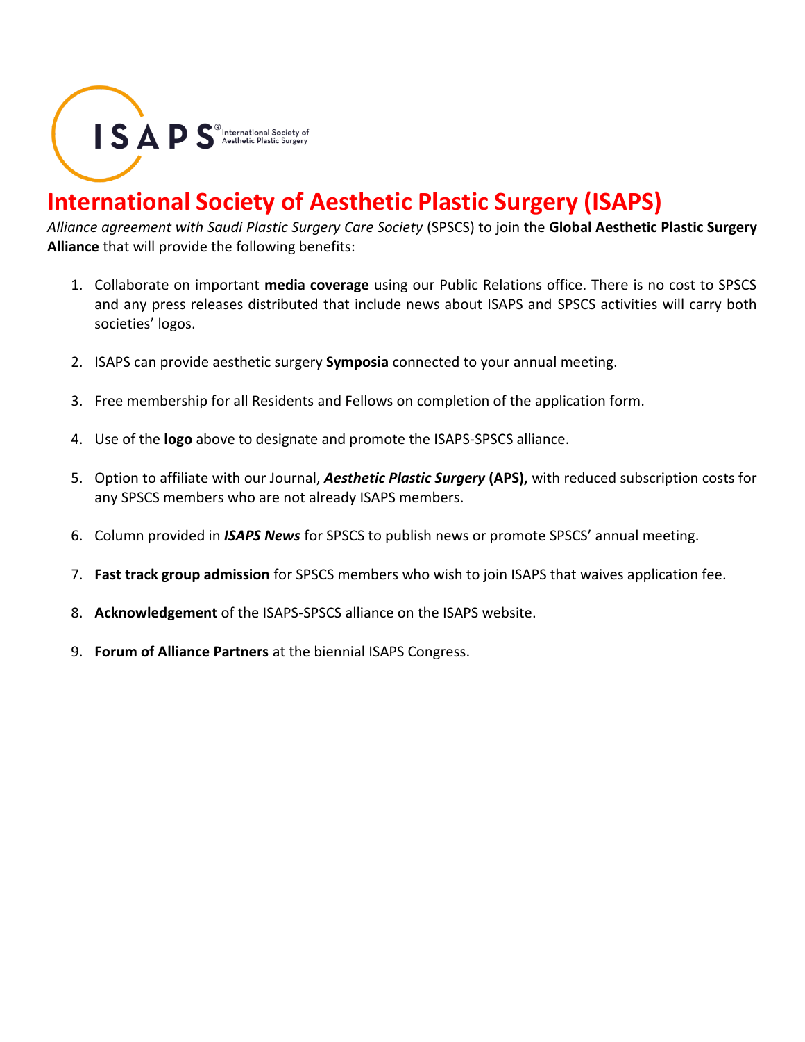# International Society of Aesthetic Plastic Surgery (ISAPS)

*Alliance agreement with Saudi Plastic Surgery Care Society* (SPSCS) to join the **Global Aesthetic Plastic Surgery Alliance** that will provide the following benefits:

1. Collaborate on important **media coverage** using our Public Relations office. There is no cost to SPSCS and any press releases distributed that include news about ISAPS and SPSCS activities will carry both societies' logos.

2. ISAPS can provide aesthetic surgery **Symposia** connected to your annual meeting.

3. Free membership for all Residents and Fellows on completion of the application form.

4. Use of the **logo** above to designate and promote the ISAPS-SPSCS alliance.

5. Option to affiliate with our Journal, ***Aesthetic Plastic Surgery*** **(APS),** with reduced subscription costs for any SPSCS members who are not already ISAPS members.

6. Column provided in ***ISAPS News*** for SPSCS to publish news or promote SPSCS' annual meeting.

7. **Fast track group admission** for SPSCS members who wish to join ISAPS that waives application fee.

8. **Acknowledgement** of the ISAPS-SPSCS alliance on the ISAPS website.

9. **Forum of Alliance Partners** at the biennial ISAPS Congress.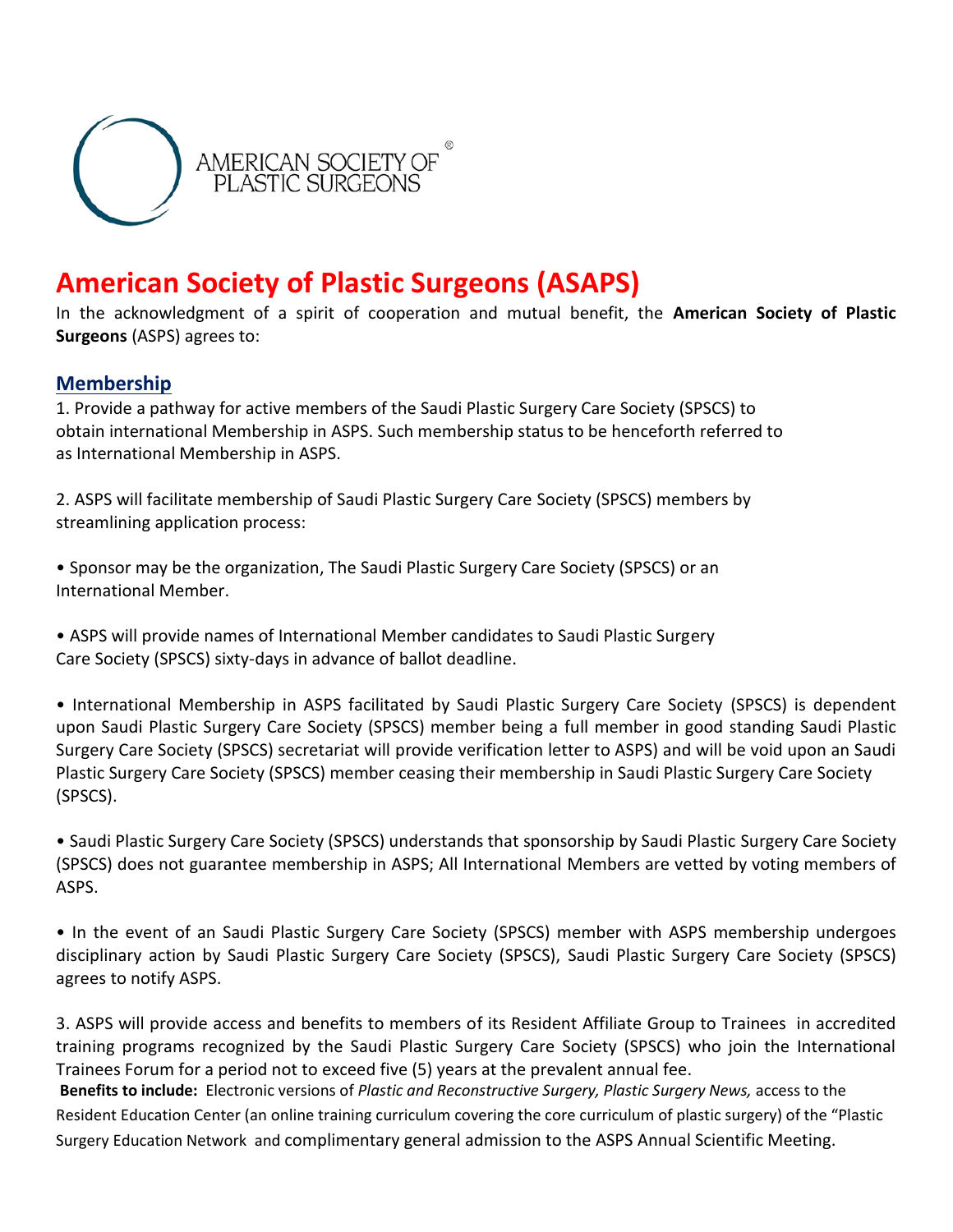AMERICAN SOCIETY OF PLASTIC SURGEONS®

# American Society of Plastic Surgeons (ASAPS)

In the acknowledgment of a spirit of cooperation and mutual benefit, the **American Society of Plastic Surgeons** (ASPS) agrees to:

## Membership

1. Provide a pathway for active members of the Saudi Plastic Surgery Care Society (SPSCS) to obtain international Membership in ASPS. Such membership status to be henceforth referred to as International Membership in ASPS.

2. ASPS will facilitate membership of Saudi Plastic Surgery Care Society (SPSCS) members by streamlining application process:

- Sponsor may be the organization, The Saudi Plastic Surgery Care Society (SPSCS) or an International Member.

- ASPS will provide names of International Member candidates to Saudi Plastic Surgery Care Society (SPSCS) sixty-days in advance of ballot deadline.

- International Membership in ASPS facilitated by Saudi Plastic Surgery Care Society (SPSCS) is dependent upon Saudi Plastic Surgery Care Society (SPSCS) member being a full member in good standing Saudi Plastic Surgery Care Society (SPSCS) secretariat will provide verification letter to ASPS) and will be void upon an Saudi Plastic Surgery Care Society (SPSCS) member ceasing their membership in Saudi Plastic Surgery Care Society (SPSCS).

- Saudi Plastic Surgery Care Society (SPSCS) understands that sponsorship by Saudi Plastic Surgery Care Society (SPSCS) does not guarantee membership in ASPS; All International Members are vetted by voting members of ASPS.

- In the event of an Saudi Plastic Surgery Care Society (SPSCS) member with ASPS membership undergoes disciplinary action by Saudi Plastic Surgery Care Society (SPSCS), Saudi Plastic Surgery Care Society (SPSCS) agrees to notify ASPS.

3. ASPS will provide access and benefits to members of its Resident Affiliate Group to Trainees in accredited training programs recognized by the Saudi Plastic Surgery Care Society (SPSCS) who join the International Trainees Forum for a period not to exceed five (5) years at the prevalent annual fee.

**Benefits to include:** Electronic versions of *Plastic and Reconstructive Surgery, Plastic Surgery News,* access to the Resident Education Center (an online training curriculum covering the core curriculum of plastic surgery) of the "Plastic Surgery Education Network and complimentary general admission to the ASPS Annual Scientific Meeting.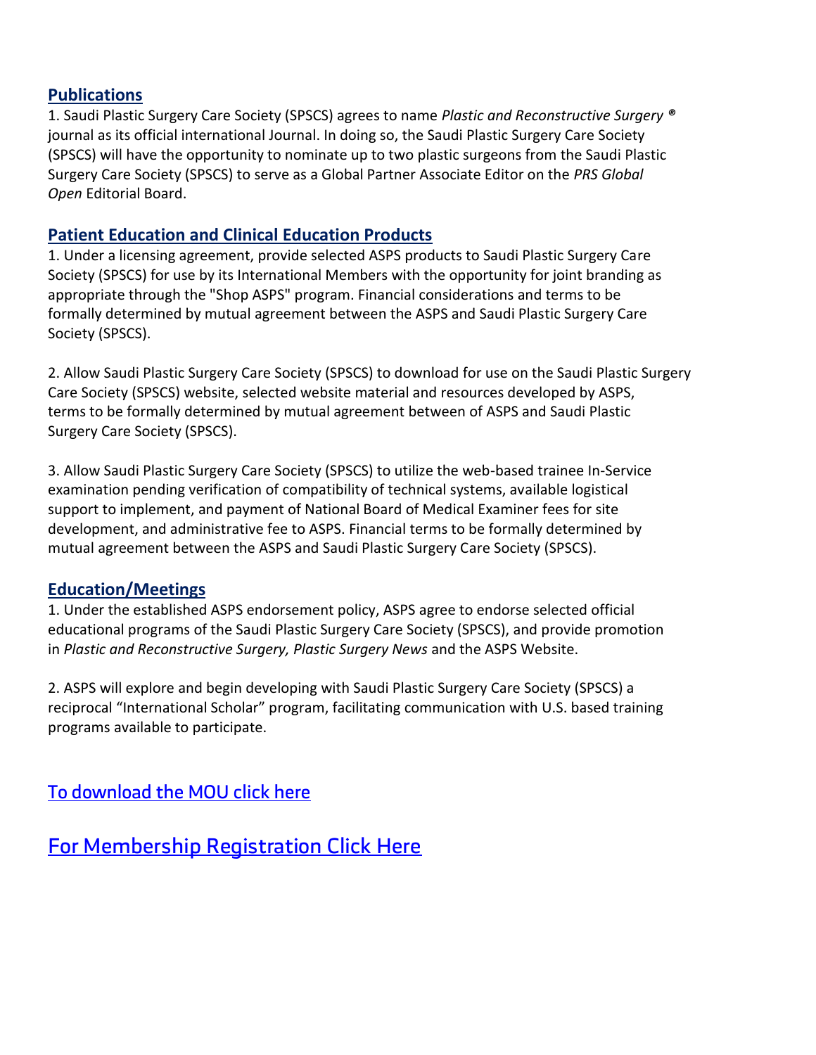## Publications

1. Saudi Plastic Surgery Care Society (SPSCS) agrees to name *Plastic and Reconstructive Surgery ®* journal as its official international Journal. In doing so, the Saudi Plastic Surgery Care Society (SPSCS) will have the opportunity to nominate up to two plastic surgeons from the Saudi Plastic Surgery Care Society (SPSCS) to serve as a Global Partner Associate Editor on the *PRS Global Open* Editorial Board.

## Patient Education and Clinical Education Products

1. Under a licensing agreement, provide selected ASPS products to Saudi Plastic Surgery Care Society (SPSCS) for use by its International Members with the opportunity for joint branding as appropriate through the "Shop ASPS" program. Financial considerations and terms to be formally determined by mutual agreement between the ASPS and Saudi Plastic Surgery Care Society (SPSCS).

2. Allow Saudi Plastic Surgery Care Society (SPSCS) to download for use on the Saudi Plastic Surgery Care Society (SPSCS) website, selected website material and resources developed by ASPS, terms to be formally determined by mutual agreement between of ASPS and Saudi Plastic Surgery Care Society (SPSCS).

3. Allow Saudi Plastic Surgery Care Society (SPSCS) to utilize the web-based trainee In-Service examination pending verification of compatibility of technical systems, available logistical support to implement, and payment of National Board of Medical Examiner fees for site development, and administrative fee to ASPS. Financial terms to be formally determined by mutual agreement between the ASPS and Saudi Plastic Surgery Care Society (SPSCS).

## Education/Meetings

1. Under the established ASPS endorsement policy, ASPS agree to endorse selected official educational programs of the Saudi Plastic Surgery Care Society (SPSCS), and provide promotion in *Plastic and Reconstructive Surgery, Plastic Surgery News* and the ASPS Website.

2. ASPS will explore and begin developing with Saudi Plastic Surgery Care Society (SPSCS) a reciprocal "International Scholar" program, facilitating communication with U.S. based training programs available to participate.

To download the MOU click here

For Membership Registration Click Here